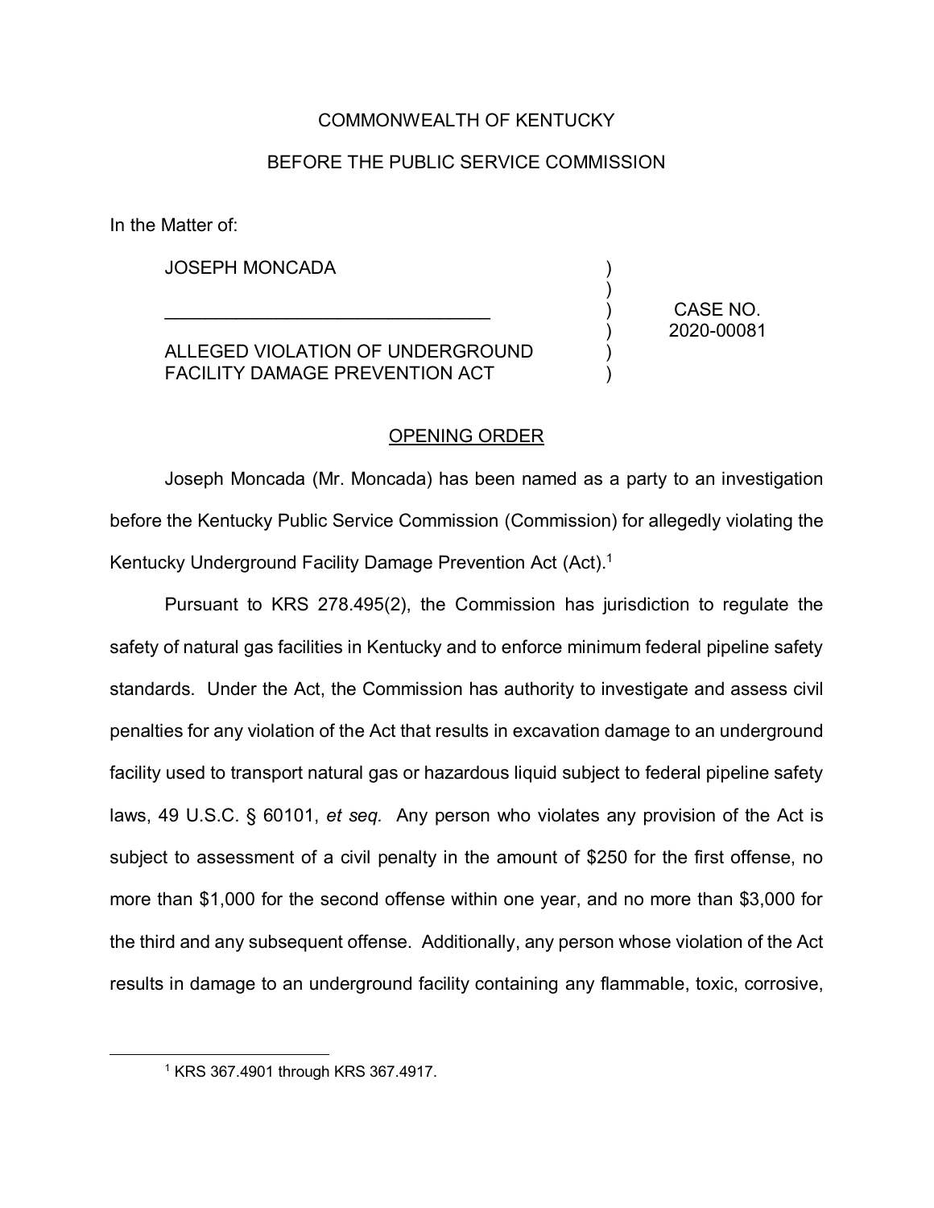COMMONWEALTH OF KENTUCKY

BEFORE THE PUBLIC SERVICE COMMISSION

In the Matter of:

| | | |
|---|---|---|
| JOSEPH MONCADA | ) | |
| | ) | |
| _________________________________ | ) | CASE NO. |
| | ) | 2020-00081 |
| ALLEGED VIOLATION OF UNDERGROUND | ) | |
| FACILITY DAMAGE PREVENTION ACT | ) | |

## OPENING ORDER

Joseph Moncada (Mr. Moncada) has been named as a party to an investigation before the Kentucky Public Service Commission (Commission) for allegedly violating the Kentucky Underground Facility Damage Prevention Act (Act).[1]

Pursuant to KRS 278.495(2), the Commission has jurisdiction to regulate the safety of natural gas facilities in Kentucky and to enforce minimum federal pipeline safety standards. Under the Act, the Commission has authority to investigate and assess civil penalties for any violation of the Act that results in excavation damage to an underground facility used to transport natural gas or hazardous liquid subject to federal pipeline safety laws, 49 U.S.C. § 60101, *et seq.* Any person who violates any provision of the Act is subject to assessment of a civil penalty in the amount of $250 for the first offense, no more than $1,000 for the second offense within one year, and no more than $3,000 for the third and any subsequent offense. Additionally, any person whose violation of the Act results in damage to an underground facility containing any flammable, toxic, corrosive,

[1] KRS 367.4901 through KRS 367.4917.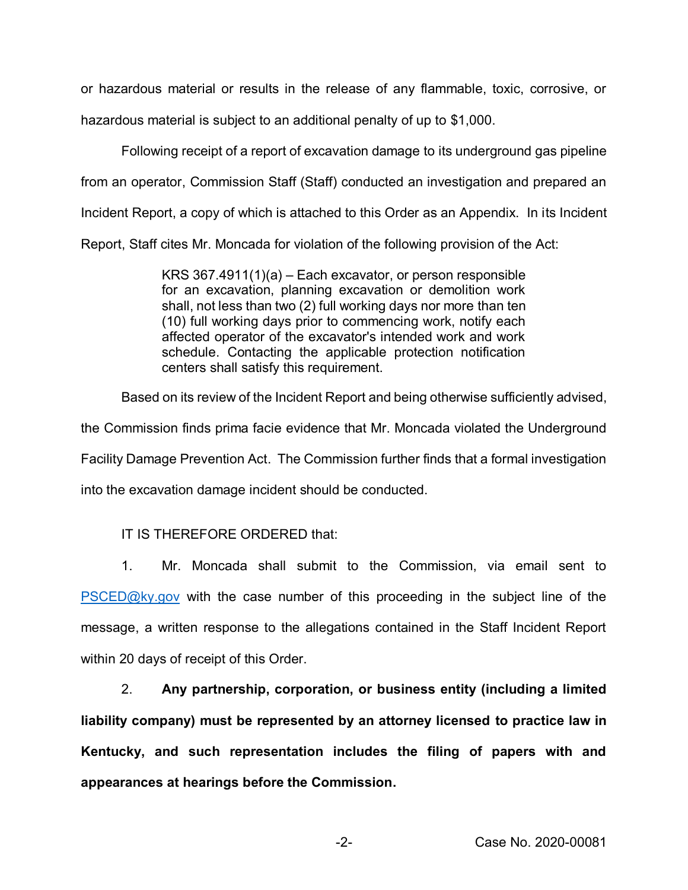or hazardous material or results in the release of any flammable, toxic, corrosive, or hazardous material is subject to an additional penalty of up to $1,000.

Following receipt of a report of excavation damage to its underground gas pipeline from an operator, Commission Staff (Staff) conducted an investigation and prepared an Incident Report, a copy of which is attached to this Order as an Appendix. In its Incident Report, Staff cites Mr. Moncada for violation of the following provision of the Act:

> KRS 367.4911(1)(a) – Each excavator, or person responsible for an excavation, planning excavation or demolition work shall, not less than two (2) full working days nor more than ten (10) full working days prior to commencing work, notify each affected operator of the excavator's intended work and work schedule. Contacting the applicable protection notification centers shall satisfy this requirement.

Based on its review of the Incident Report and being otherwise sufficiently advised, the Commission finds prima facie evidence that Mr. Moncada violated the Underground Facility Damage Prevention Act. The Commission further finds that a formal investigation into the excavation damage incident should be conducted.

IT IS THEREFORE ORDERED that:

1. Mr. Moncada shall submit to the Commission, via email sent to PSCED@ky.gov with the case number of this proceeding in the subject line of the message, a written response to the allegations contained in the Staff Incident Report within 20 days of receipt of this Order.

2. **Any partnership, corporation, or business entity (including a limited liability company) must be represented by an attorney licensed to practice law in Kentucky, and such representation includes the filing of papers with and appearances at hearings before the Commission.**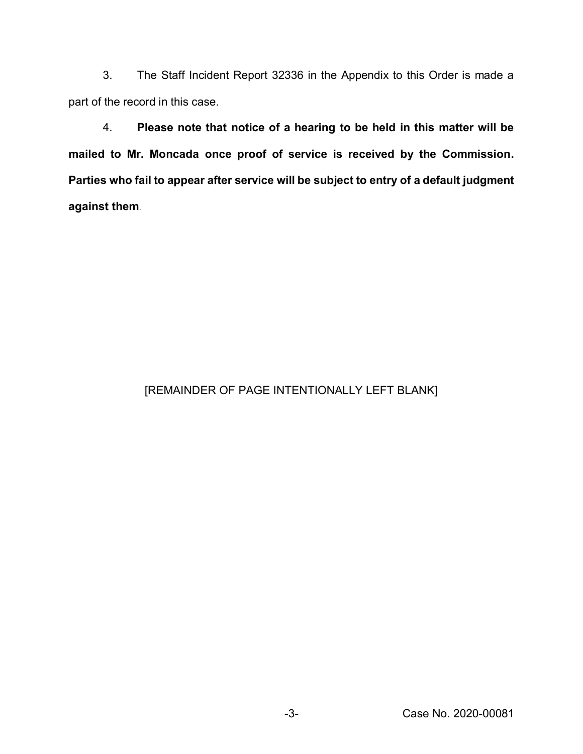3. The Staff Incident Report 32336 in the Appendix to this Order is made a part of the record in this case.

4. **Please note that notice of a hearing to be held in this matter will be mailed to Mr. Moncada once proof of service is received by the Commission. Parties who fail to appear after service will be subject to entry of a default judgment against them**.

[REMAINDER OF PAGE INTENTIONALLY LEFT BLANK]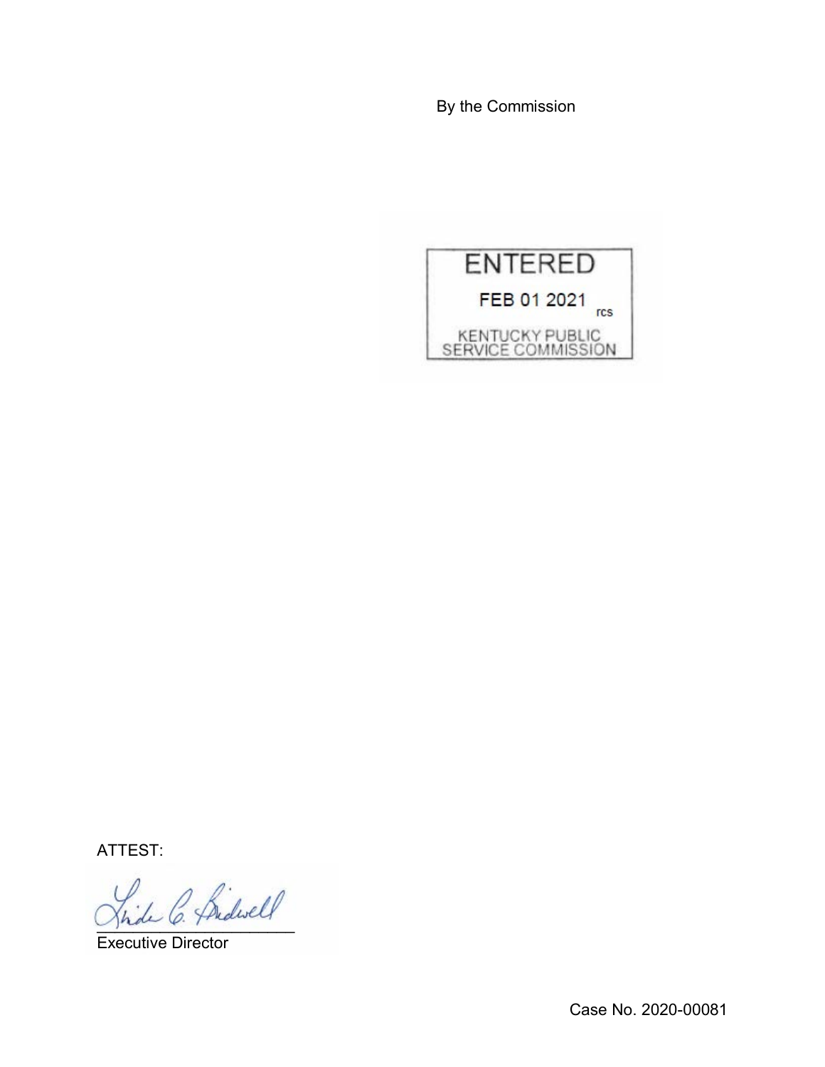By the Commission

ENTERED

FEB 01 2021

KENTUCKY PUBLIC SERVICE COMMISSION

ATTEST:

Executive Director

Case No. 2020-00081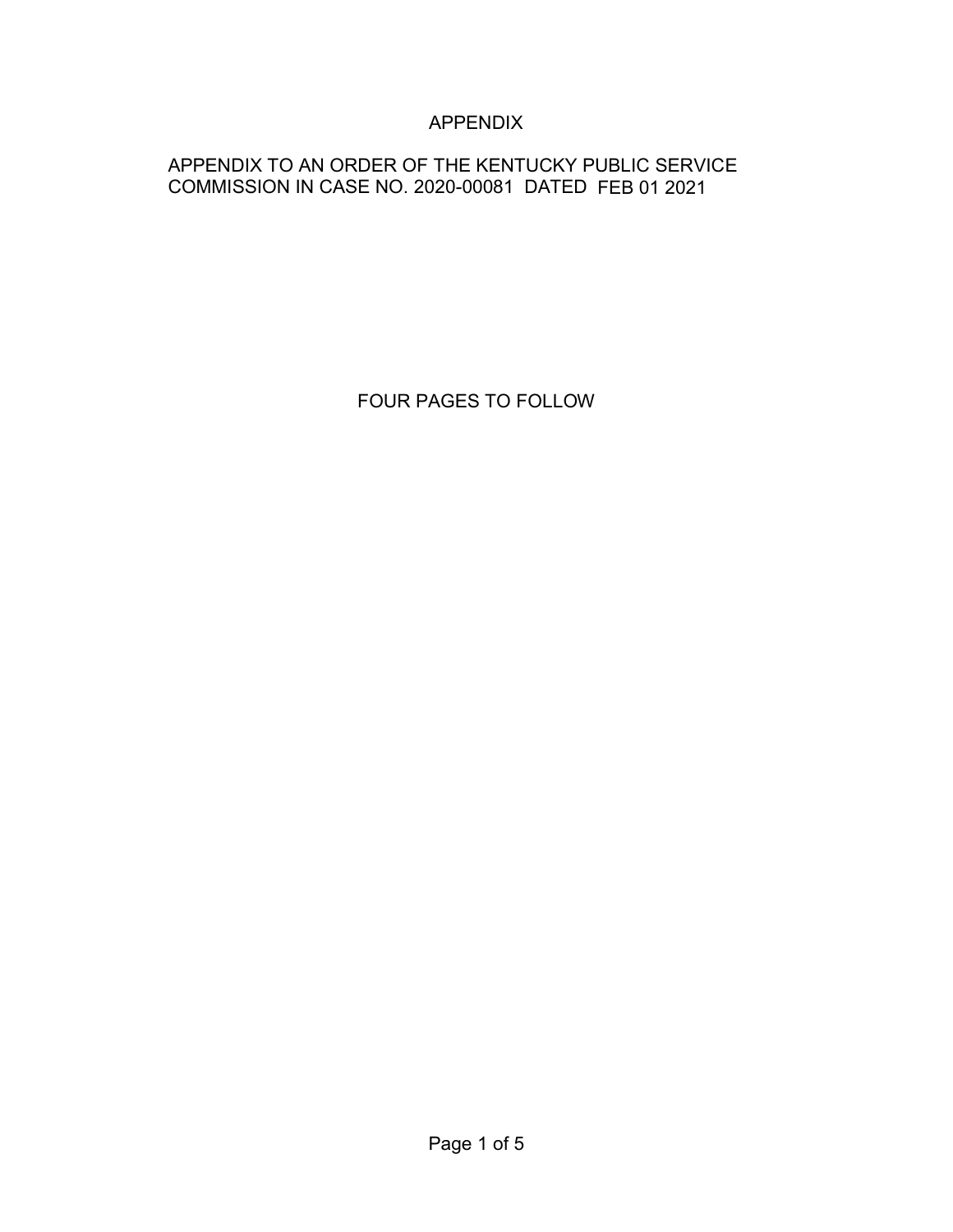# APPENDIX

APPENDIX TO AN ORDER OF THE KENTUCKY PUBLIC SERVICE COMMISSION IN CASE NO. 2020-00081 DATED FEB 01 2021

FOUR PAGES TO FOLLOW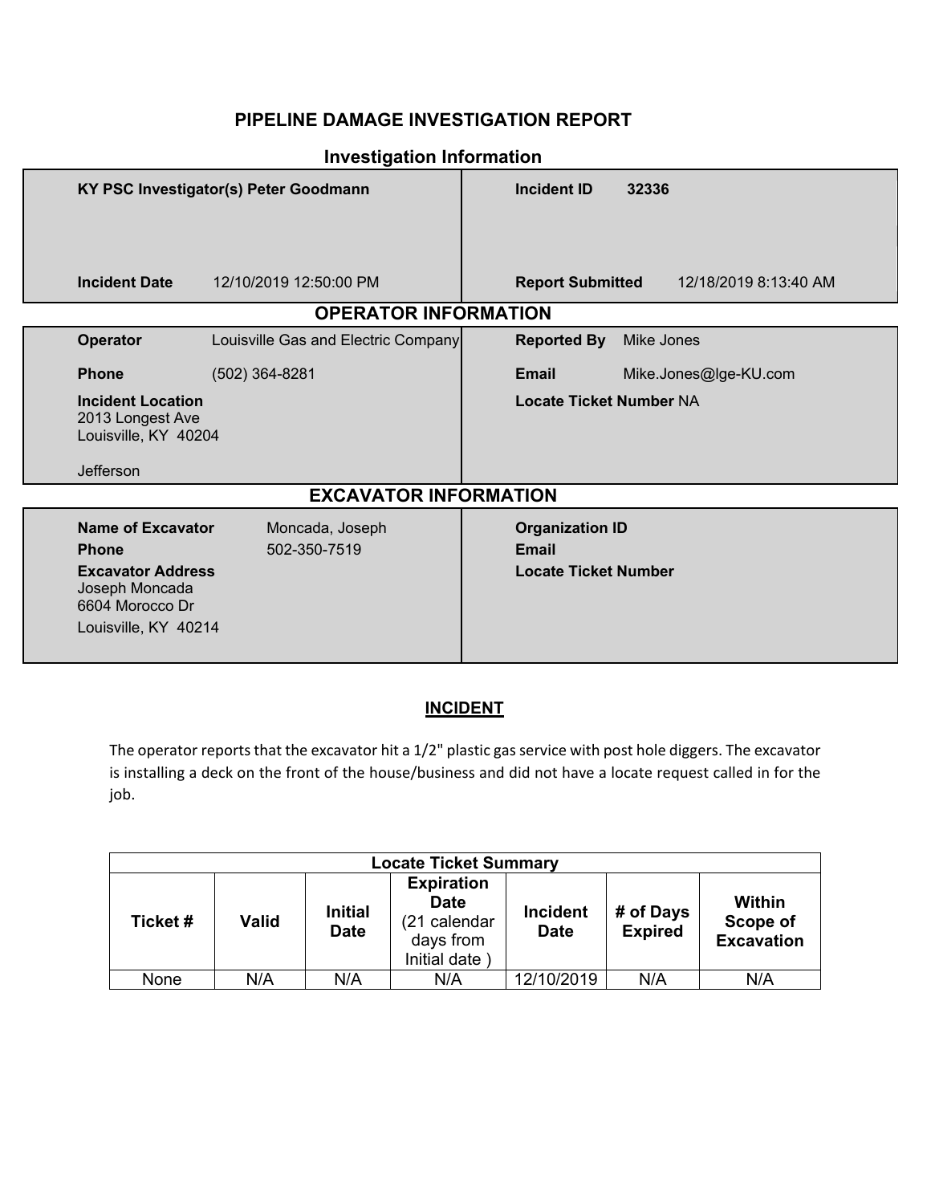# PIPELINE DAMAGE INVESTIGATION REPORT

## Investigation Information

| | |
|---|---|
| **KY PSC Investigator(s)** Peter Goodmann | **Incident ID** 32336 |
| **Incident Date** 12/10/2019 12:50:00 PM | **Report Submitted** 12/18/2019 8:13:40 AM |

## OPERATOR INFORMATION

| | |
|---|---|
| **Operator** Louisville Gas and Electric Company | **Reported By** Mike Jones |
| **Phone** (502) 364-8281 | **Email** Mike.Jones@lge-KU.com |
| **Incident Location**<br>2013 Longest Ave<br>Louisville, KY 40204<br><br>Jefferson | **Locate Ticket Number** NA |

## EXCAVATOR INFORMATION

| | |
|---|---|
| **Name of Excavator** Moncada, Joseph | **Organization ID** |
| **Phone** 502-350-7519 | **Email** |
| **Excavator Address**<br>Joseph Moncada<br>6604 Morocco Dr<br>Louisville, KY 40214 | **Locate Ticket Number** |

## INCIDENT

The operator reports that the excavator hit a 1/2" plastic gas service with post hole diggers. The excavator is installing a deck on the front of the house/business and did not have a locate request called in for the job.

| Locate Ticket Summary | | | | | | |
|---|---|---|---|---|---|---|
| **Ticket #** | **Valid** | **Initial Date** | **Expiration Date** (21 calendar days from Initial date ) | **Incident Date** | **# of Days Expired** | **Within Scope of Excavation** |
| None | N/A | N/A | N/A | 12/10/2019 | N/A | N/A |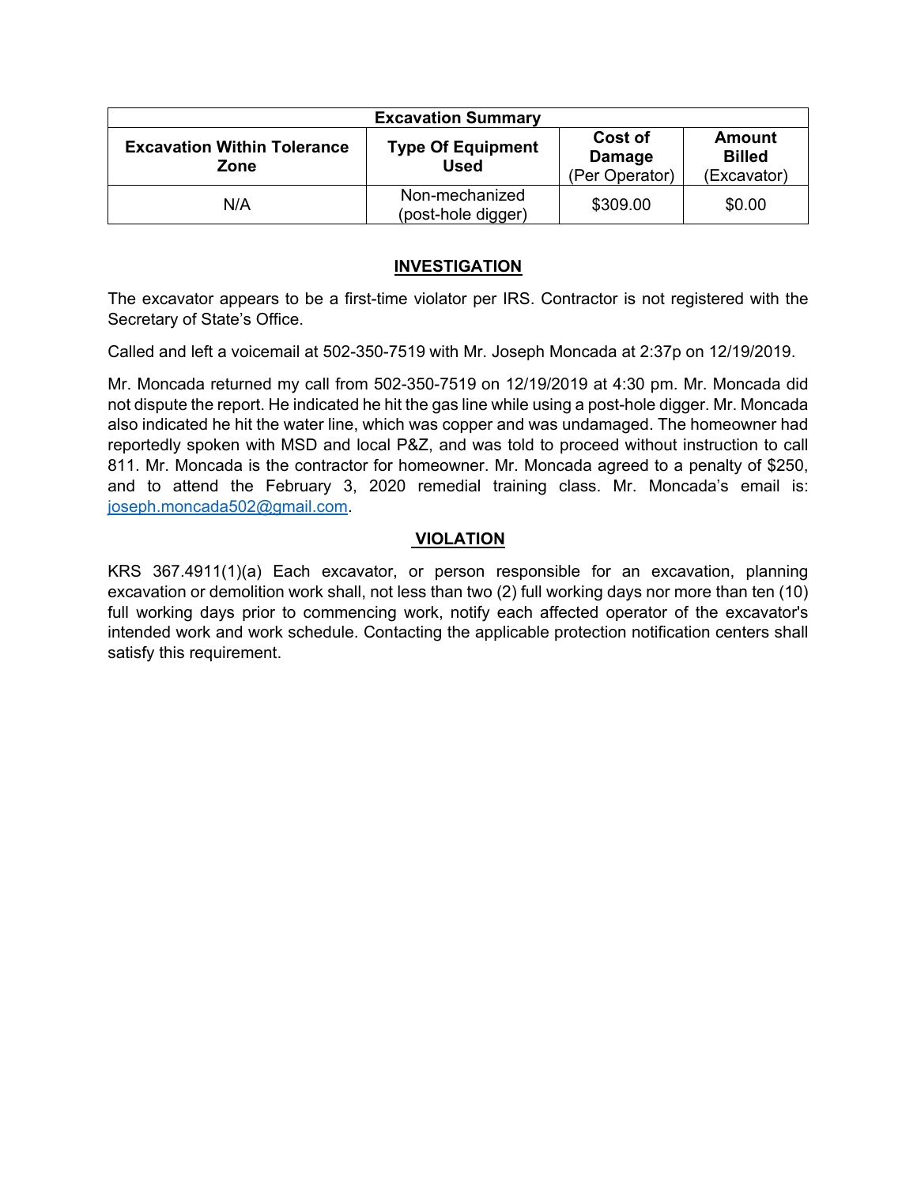| Excavation Summary | | | |
|---|---|---|---|
| **Excavation Within Tolerance Zone** | **Type Of Equipment Used** | **Cost of Damage** (Per Operator) | **Amount Billed** (Excavator) |
| N/A | Non-mechanized (post-hole digger) | $309.00 | $0.00 |

## INVESTIGATION

The excavator appears to be a first-time violator per IRS. Contractor is not registered with the Secretary of State's Office.

Called and left a voicemail at 502-350-7519 with Mr. Joseph Moncada at 2:37p on 12/19/2019.

Mr. Moncada returned my call from 502-350-7519 on 12/19/2019 at 4:30 pm. Mr. Moncada did not dispute the report. He indicated he hit the gas line while using a post-hole digger. Mr. Moncada also indicated he hit the water line, which was copper and was undamaged. The homeowner had reportedly spoken with MSD and local P&Z, and was told to proceed without instruction to call 811. Mr. Moncada is the contractor for homeowner. Mr. Moncada agreed to a penalty of $250, and to attend the February 3, 2020 remedial training class. Mr. Moncada's email is: joseph.moncada502@gmail.com.

## VIOLATION

KRS 367.4911(1)(a) Each excavator, or person responsible for an excavation, planning excavation or demolition work shall, not less than two (2) full working days nor more than ten (10) full working days prior to commencing work, notify each affected operator of the excavator's intended work and work schedule. Contacting the applicable protection notification centers shall satisfy this requirement.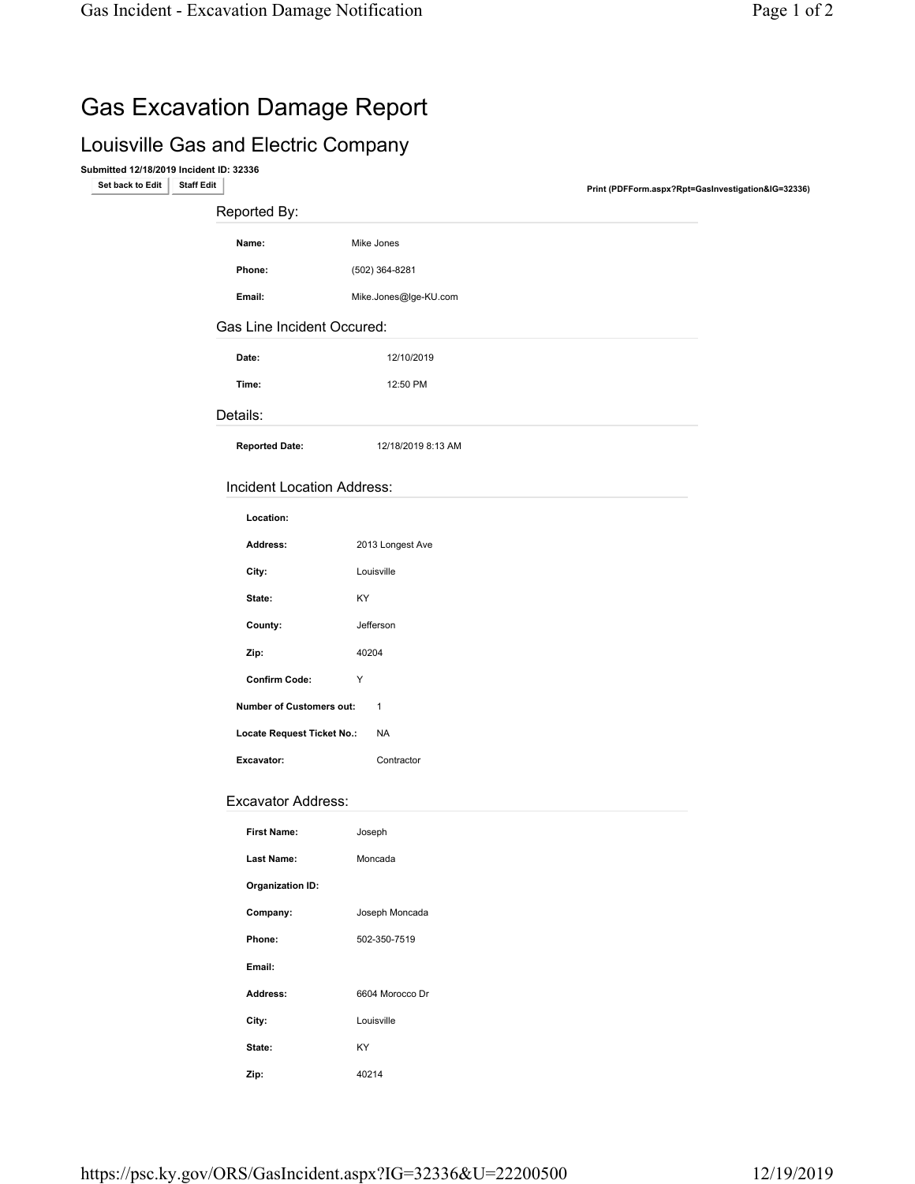# Gas Excavation Damage Report

## Louisville Gas and Electric Company

**Submitted 12/18/2019 Incident ID: 32336**

Set back to Edit | Staff Edit

**Print (PDFForm.aspx?Rpt=GasInvestigation&IG=32336)**

### Reported By:

| | |
|---|---|
| **Name:** | Mike Jones |
| **Phone:** | (502) 364-8281 |
| **Email:** | Mike.Jones@lge-KU.com |

### Gas Line Incident Occured:

| | |
|---|---|
| **Date:** | 12/10/2019 |
| **Time:** | 12:50 PM |

### Details:

| | |
|---|---|
| **Reported Date:** | 12/18/2019 8:13 AM |

### Incident Location Address:

| | |
|---|---|
| **Location:** | |
| **Address:** | 2013 Longest Ave |
| **City:** | Louisville |
| **State:** | KY |
| **County:** | Jefferson |
| **Zip:** | 40204 |
| **Confirm Code:** | Y |
| **Number of Customers out:** | 1 |
| **Locate Request Ticket No.:** | NA |
| **Excavator:** | Contractor |

### Excavator Address:

| | |
|---|---|
| **First Name:** | Joseph |
| **Last Name:** | Moncada |
| **Organization ID:** | |
| **Company:** | Joseph Moncada |
| **Phone:** | 502-350-7519 |
| **Email:** | |
| **Address:** | 6604 Morocco Dr |
| **City:** | Louisville |
| **State:** | KY |
| **Zip:** | 40214 |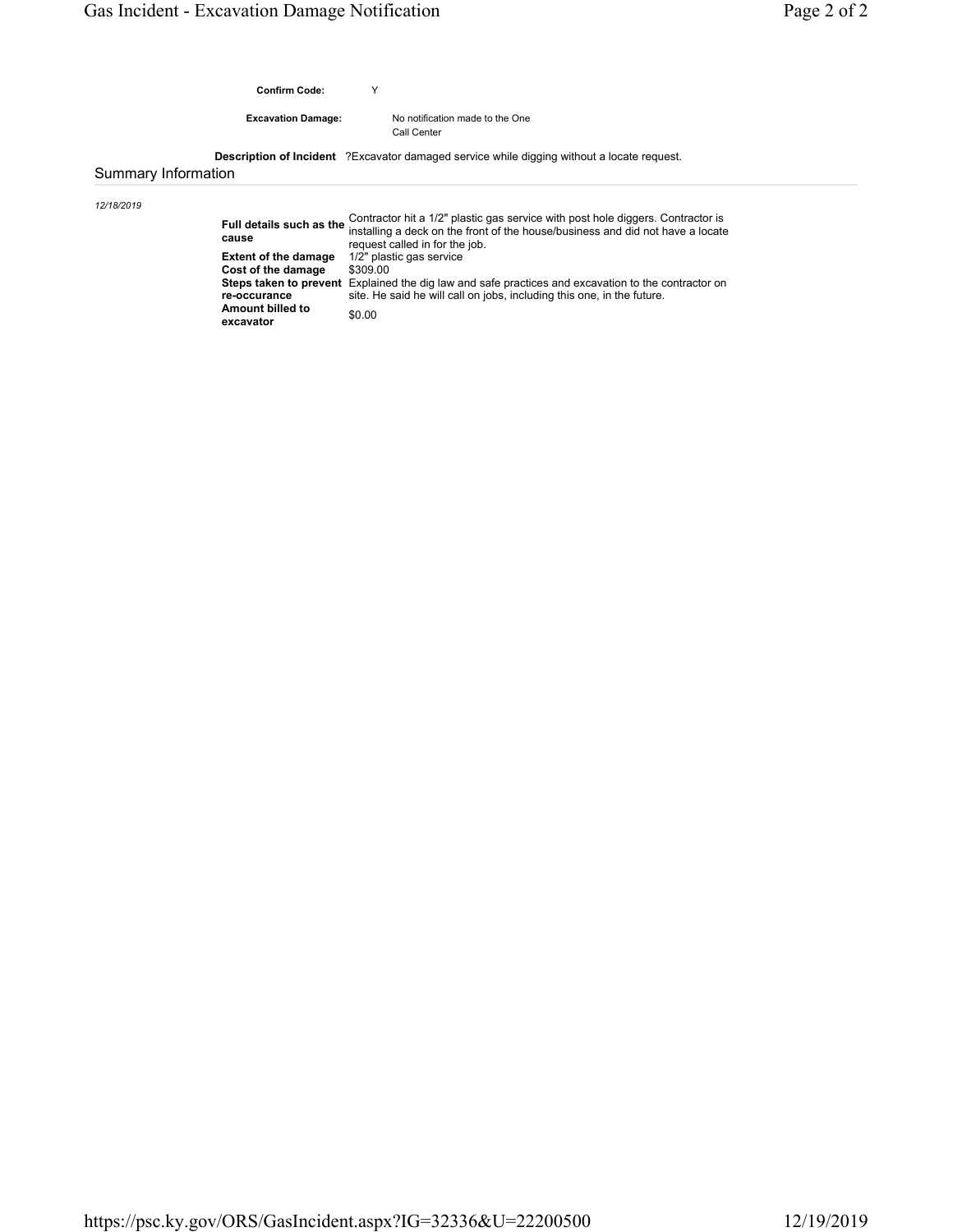**Confirm Code:** Y

**Excavation Damage:** No notification made to the One Call Center

**Description of Incident** ?Excavator damaged service while digging without a locate request.

## Summary Information

*12/18/2019*

| | |
|---|---|
| **Full details such as the cause** | Contractor hit a 1/2" plastic gas service with post hole diggers. Contractor is installing a deck on the front of the house/business and did not have a locate request called in for the job. |
| **Extent of the damage** | 1/2" plastic gas service |
| **Cost of the damage** | $309.00 |
| **Steps taken to prevent re-occurance** | Explained the dig law and safe practices and excavation to the contractor on site. He said he will call on jobs, including this one, in the future. |
| **Amount billed to excavator** | $0.00 |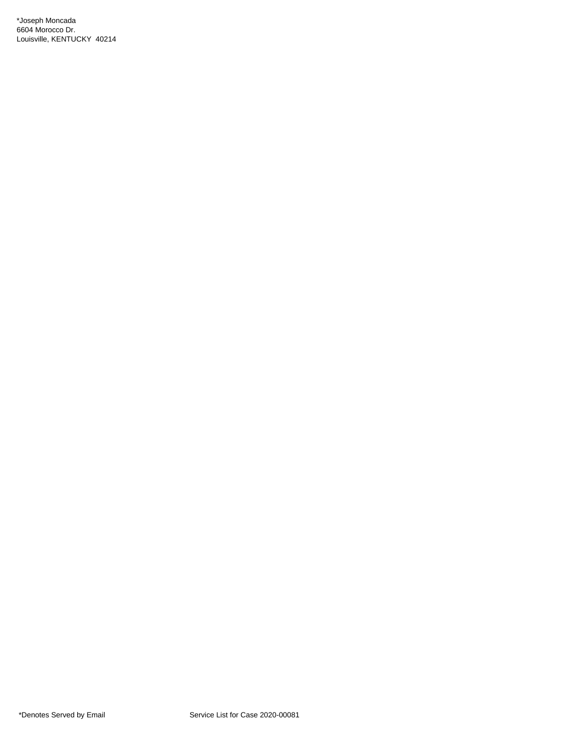*Joseph Moncada
6604 Morocco Dr.
Louisville, KENTUCKY 40214

*Denotes Served by Email

Service List for Case 2020-00081